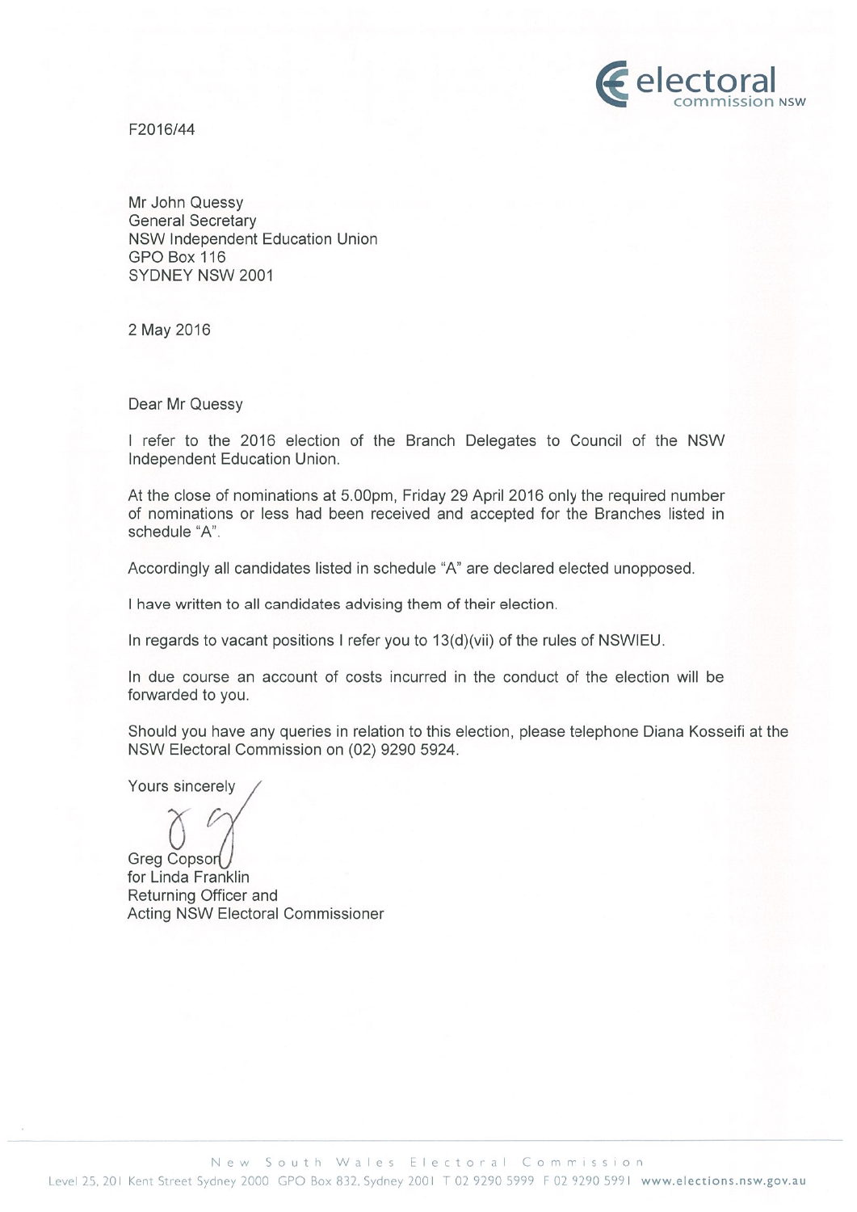electoral commission NSW

F2016/44

Mr John Quessy  
General Secretary  
NSW Independent Education Union  
GPO Box 116  
SYDNEY NSW 2001

2 May 2016

Dear Mr Quessy

I refer to the 2016 election of the Branch Delegates to Council of the NSW Independent Education Union.

At the close of nominations at 5.00pm, Friday 29 April 2016 only the required number of nominations or less had been received and accepted for the Branches listed in schedule "A".

Accordingly all candidates listed in schedule "A" are declared elected unopposed.

I have written to all candidates advising them of their election.

In regards to vacant positions I refer you to 13(d)(vii) of the rules of NSWIEU.

In due course an account of costs incurred in the conduct of the election will be forwarded to you.

Should you have any queries in relation to this election, please telephone Diana Kosseifi at the NSW Electoral Commission on (02) 9290 5924.

Yours sincerely

Greg Copson  
for Linda Franklin  
Returning Officer and  
Acting NSW Electoral Commissioner

New South Wales Electoral Commission  
Level 25, 201 Kent Street Sydney 2000 GPO Box 832, Sydney 2001 T 02 9290 5999 F 02 9290 5991 www.elections.nsw.gov.au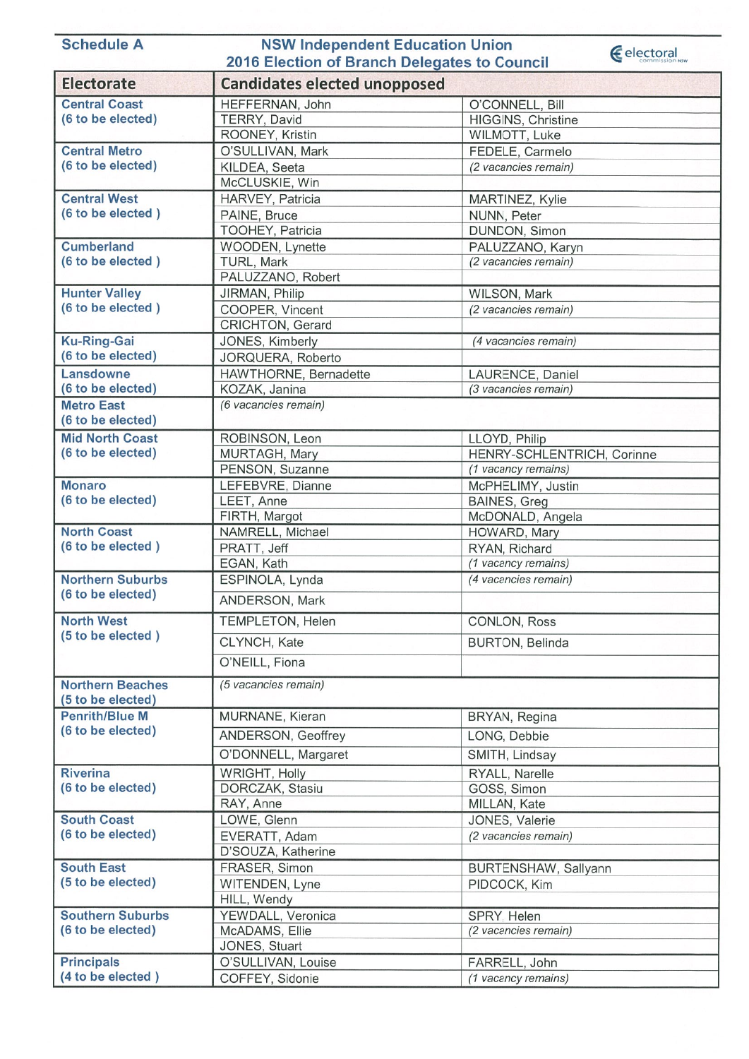**Schedule A**

## NSW Independent Education Union
## 2016 Election of Branch Delegates to Council

electoral commission NSW

| Electorate | Candidates elected unopposed | |
|---|---|---|
| **Central Coast (6 to be elected)** | HEFFERNAN, John | O'CONNELL, Bill |
| | TERRY, David | HIGGINS, Christine |
| | ROONEY, Kristin | WILMOTT, Luke |
| **Central Metro (6 to be elected)** | O'SULLIVAN, Mark | FEDELE, Carmelo |
| | KILDEA, Seeta | *(2 vacancies remain)* |
| | McCLUSKIE, Win | |
| **Central West (6 to be elected )** | HARVEY, Patricia | MARTINEZ, Kylie |
| | PAINE, Bruce | NUNN, Peter |
| | TOOHEY, Patricia | DUNDON, Simon |
| **Cumberland (6 to be elected )** | WOODEN, Lynette | PALUZZANO, Karyn |
| | TURL, Mark | *(2 vacancies remain)* |
| | PALUZZANO, Robert | |
| **Hunter Valley (6 to be elected )** | JIRMAN, Philip | WILSON, Mark |
| | COOPER, Vincent | *(2 vacancies remain)* |
| | CRICHTON, Gerard | |
| **Ku-Ring-Gai (6 to be elected)** | JONES, Kimberly | *(4 vacancies remain)* |
| | JORQUERA, Roberto | |
| **Lansdowne (6 to be elected)** | HAWTHORNE, Bernadette | LAURENCE, Daniel |
| | KOZAK, Janina | *(3 vacancies remain)* |
| **Metro East (6 to be elected)** | *(6 vacancies remain)* | |
| **Mid North Coast (6 to be elected)** | ROBINSON, Leon | LLOYD, Philip |
| | MURTAGH, Mary | HENRY-SCHLENTRICH, Corinne |
| | PENSON, Suzanne | *(1 vacancy remains)* |
| **Monaro (6 to be elected)** | LEFEBVRE, Dianne | McPHELIMY, Justin |
| | LEET, Anne | BAINES, Greg |
| | FIRTH, Margot | McDONALD, Angela |
| **North Coast (6 to be elected )** | NAMRELL, Michael | HOWARD, Mary |
| | PRATT, Jeff | RYAN, Richard |
| | EGAN, Kath | *(1 vacancy remains)* |
| **Northern Suburbs (6 to be elected)** | ESPINOLA, Lynda | *(4 vacancies remain)* |
| | ANDERSON, Mark | |
| **North West (5 to be elected )** | TEMPLETON, Helen | CONLON, Ross |
| | CLYNCH, Kate | BURTON, Belinda |
| | O'NEILL, Fiona | |
| **Northern Beaches (5 to be elected)** | *(5 vacancies remain)* | |
| **Penrith/Blue M (6 to be elected)** | MURNANE, Kieran | BRYAN, Regina |
| | ANDERSON, Geoffrey | LONG, Debbie |
| | O'DONNELL, Margaret | SMITH, Lindsay |
| **Riverina (6 to be elected)** | WRIGHT, Holly | RYALL, Narelle |
| | DORCZAK, Stasiu | GOSS, Simon |
| | RAY, Anne | MILLAN, Kate |
| **South Coast (6 to be elected)** | LOWE, Glenn | JONES, Valerie |
| | EVERATT, Adam | *(2 vacancies remain)* |
| | D'SOUZA, Katherine | |
| **South East (5 to be elected)** | FRASER, Simon | BURTENSHAW, Sallyann |
| | WITENDEN, Lyne | PIDCOCK, Kim |
| | HILL, Wendy | |
| **Southern Suburbs (6 to be elected)** | YEWDALL, Veronica | SPRY, Helen |
| | McADAMS, Ellie | *(2 vacancies remain)* |
| | JONES, Stuart | |
| **Principals (4 to be elected )** | O'SULLIVAN, Louise | FARRELL, John |
| | COFFEY, Sidonie | *(1 vacancy remains)* |